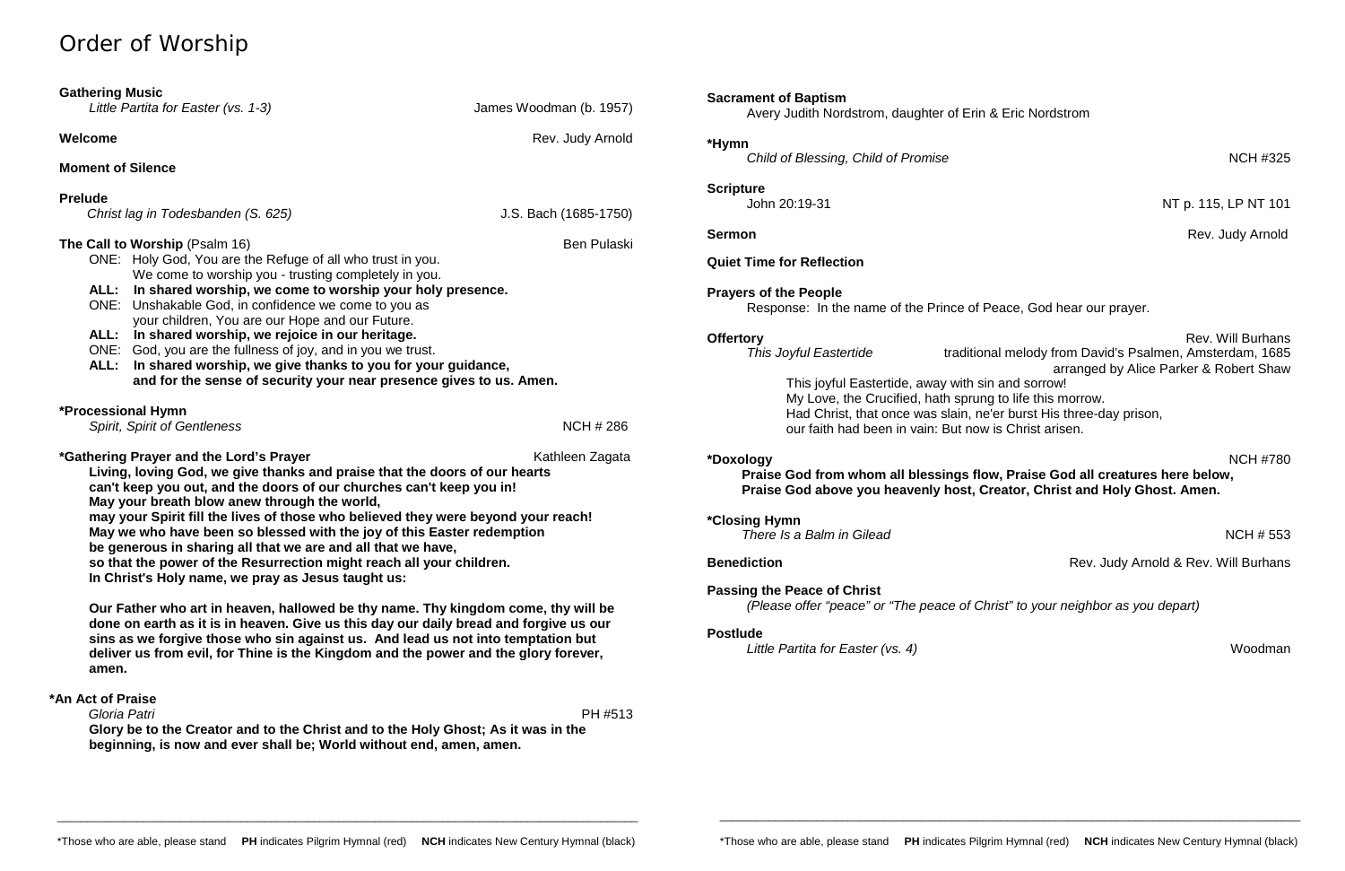# Order of Worship

**Gathering Music**
*Little Partita for Easter (vs. 1-3)* — James Woodman (b. 1957)

**Welcome** — Rev. Judy Arnold

**Moment of Silence**

**Prelude**
*Christ lag in Todesbanden (S. 625)* — J.S. Bach (1685-1750)

**The Call to Worship** (Psalm 16) — Ben Pulaski

ONE: Holy God, You are the Refuge of all who trust in you.
We come to worship you - trusting completely in you.
**ALL: In shared worship, we come to worship your holy presence.**
ONE: Unshakable God, in confidence we come to you as
your children, You are our Hope and our Future.
**ALL: In shared worship, we rejoice in our heritage.**
ONE: God, you are the fullness of joy, and in you we trust.
**ALL: In shared worship, we give thanks to you for your guidance,
and for the sense of security your near presence gives to us. Amen.**

**\*Processional Hymn**
*Spirit, Spirit of Gentleness* — NCH # 286

**\*Gathering Prayer and the Lord's Prayer** — Kathleen Zagata

**Living, loving God, we give thanks and praise that the doors of our hearts
can't keep you out, and the doors of our churches can't keep you in!
May your breath blow anew through the world,
may your Spirit fill the lives of those who believed they were beyond your reach!
May we who have been so blessed with the joy of this Easter redemption
be generous in sharing all that we are and all that we have,
so that the power of the Resurrection might reach all your children.
In Christ's Holy name, we pray as Jesus taught us:**

**Our Father who art in heaven, hallowed be thy name. Thy kingdom come, thy will be done on earth as it is in heaven. Give us this day our daily bread and forgive us our sins as we forgive those who sin against us. And lead us not into temptation but deliver us from evil, for Thine is the Kingdom and the power and the glory forever, amen.**

**\*An Act of Praise**
*Gloria Patri* — PH #513
**Glory be to the Creator and to the Christ and to the Holy Ghost; As it was in the beginning, is now and ever shall be; World without end, amen, amen.**

**Sacrament of Baptism**
Avery Judith Nordstrom, daughter of Erin & Eric Nordstrom

**\*Hymn**
*Child of Blessing, Child of Promise* — NCH #325

**Scripture**
John 20:19-31 — NT p. 115, LP NT 101

**Sermon** — Rev. Judy Arnold

**Quiet Time for Reflection**

**Prayers of the People**
Response: In the name of the Prince of Peace, God hear our prayer.

**Offertory** — Rev. Will Burhans
*This Joyful Eastertide* — traditional melody from David's Psalmen, Amsterdam, 1685, arranged by Alice Parker & Robert Shaw

This joyful Eastertide, away with sin and sorrow!
My Love, the Crucified, hath sprung to life this morrow.
Had Christ, that once was slain, ne'er burst His three-day prison,
our faith had been in vain: But now is Christ arisen.

**\*Doxology** — NCH #780
**Praise God from whom all blessings flow, Praise God all creatures here below,
Praise God above you heavenly host, Creator, Christ and Holy Ghost. Amen.**

**\*Closing Hymn**
*There Is a Balm in Gilead* — NCH # 553

**Benediction** — Rev. Judy Arnold & Rev. Will Burhans

**Passing the Peace of Christ**
*(Please offer "peace" or "The peace of Christ" to your neighbor as you depart)*

**Postlude**
*Little Partita for Easter (vs. 4)* — Woodman

\*Those who are able, please stand **PH** indicates Pilgrim Hymnal (red) **NCH** indicates New Century Hymnal (black)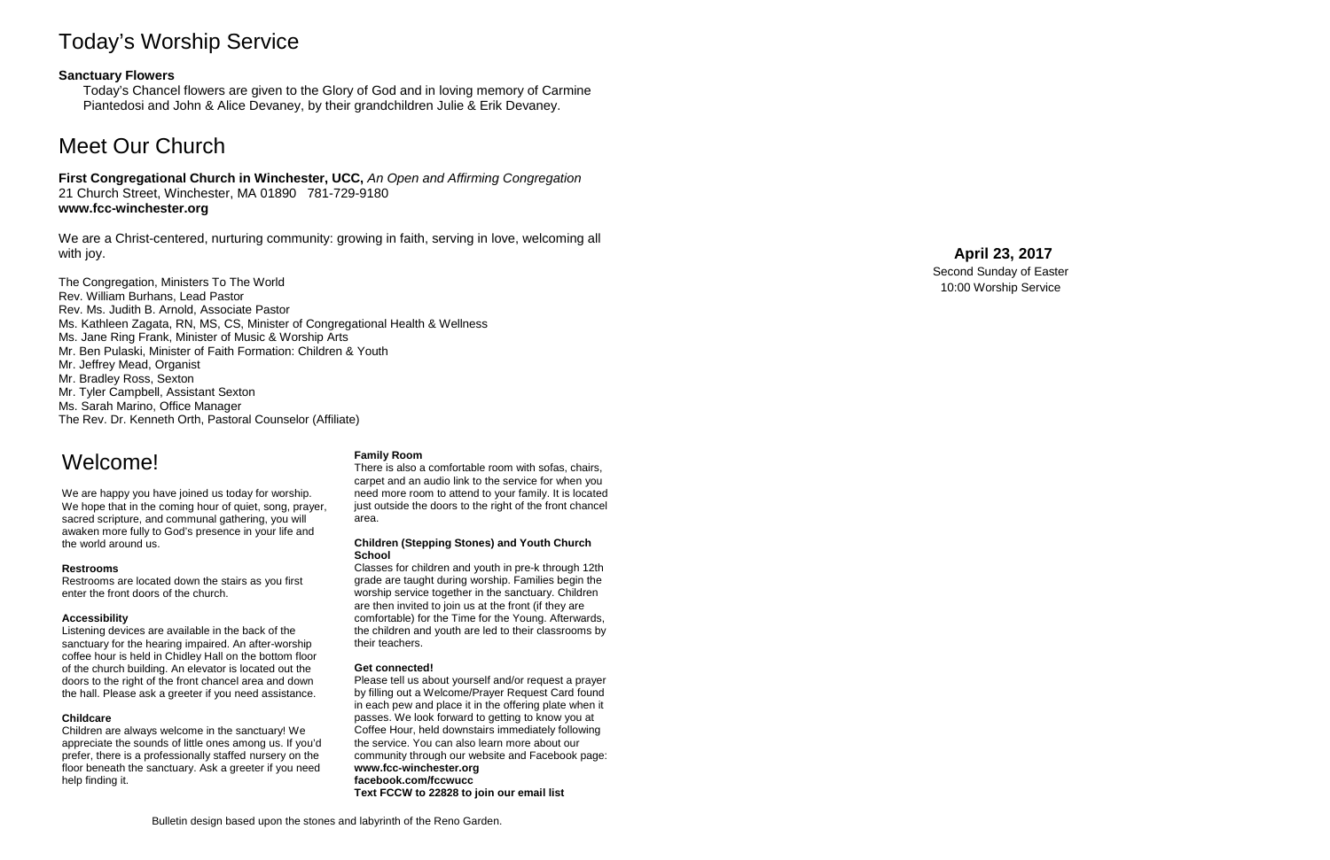# Today's Worship Service

**Sanctuary Flowers**

Today's Chancel flowers are given to the Glory of God and in loving memory of Carmine Piantedosi and John & Alice Devaney, by their grandchildren Julie & Erik Devaney.

# Meet Our Church

**First Congregational Church in Winchester, UCC,** *An Open and Affirming Congregation*
21 Church Street, Winchester, MA 01890 781-729-9180
**www.fcc-winchester.org**

We are a Christ-centered, nurturing community: growing in faith, serving in love, welcoming all with joy.

The Congregation, Ministers To The World
Rev. William Burhans, Lead Pastor
Rev. Ms. Judith B. Arnold, Associate Pastor
Ms. Kathleen Zagata, RN, MS, CS, Minister of Congregational Health & Wellness
Ms. Jane Ring Frank, Minister of Music & Worship Arts
Mr. Ben Pulaski, Minister of Faith Formation: Children & Youth
Mr. Jeffrey Mead, Organist
Mr. Bradley Ross, Sexton
Mr. Tyler Campbell, Assistant Sexton
Ms. Sarah Marino, Office Manager
The Rev. Dr. Kenneth Orth, Pastoral Counselor (Affiliate)

# Welcome!

We are happy you have joined us today for worship. We hope that in the coming hour of quiet, song, prayer, sacred scripture, and communal gathering, you will awaken more fully to God's presence in your life and the world around us.

**Restrooms**

Restrooms are located down the stairs as you first enter the front doors of the church.

**Accessibility**

Listening devices are available in the back of the sanctuary for the hearing impaired. An after-worship coffee hour is held in Chidley Hall on the bottom floor of the church building. An elevator is located out the doors to the right of the front chancel area and down the hall. Please ask a greeter if you need assistance.

**Childcare**

Children are always welcome in the sanctuary! We appreciate the sounds of little ones among us. If you'd prefer, there is a professionally staffed nursery on the floor beneath the sanctuary. Ask a greeter if you need help finding it.

**Family Room**

There is also a comfortable room with sofas, chairs, carpet and an audio link to the service for when you need more room to attend to your family. It is located just outside the doors to the right of the front chancel area.

**Children (Stepping Stones) and Youth Church School**

Classes for children and youth in pre-k through 12th grade are taught during worship. Families begin the worship service together in the sanctuary. Children are then invited to join us at the front (if they are comfortable) for the Time for the Young. Afterwards, the children and youth are led to their classrooms by their teachers.

**Get connected!**

Please tell us about yourself and/or request a prayer by filling out a Welcome/Prayer Request Card found in each pew and place it in the offering plate when it passes. We look forward to getting to know you at Coffee Hour, held downstairs immediately following the service. You can also learn more about our community through our website and Facebook page:
**www.fcc-winchester.org**
**facebook.com/fccwucc**
**Text FCCW to 22828 to join our email list**

Bulletin design based upon the stones and labyrinth of the Reno Garden.

**April 23, 2017**
Second Sunday of Easter
10:00 Worship Service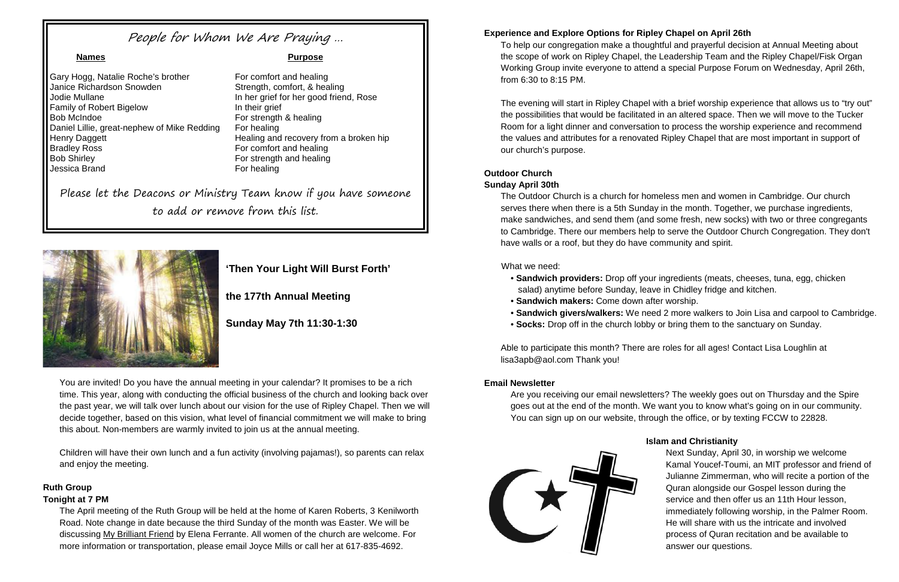## People for Whom We Are Praying …

| Names | Purpose |
| --- | --- |
| Gary Hogg, Natalie Roche's brother | For comfort and healing |
| Janice Richardson Snowden | Strength, comfort, & healing |
| Jodie Mullane | In her grief for her good friend, Rose |
| Family of Robert Bigelow | In their grief |
| Bob McIndoe | For strength & healing |
| Daniel Lillie, great-nephew of Mike Redding | For healing |
| Henry Daggett | Healing and recovery from a broken hip |
| Bradley Ross | For comfort and healing |
| Bob Shirley | For strength and healing |
| Jessica Brand | For healing |

Please let the Deacons or Ministry Team know if you have someone to add or remove from this list.

**'Then Your Light Will Burst Forth'**

**the 177th Annual Meeting**

**Sunday May 7th 11:30-1:30**

You are invited! Do you have the annual meeting in your calendar? It promises to be a rich time. This year, along with conducting the official business of the church and looking back over the past year, we will talk over lunch about our vision for the use of Ripley Chapel. Then we will decide together, based on this vision, what level of financial commitment we will make to bring this about. Non-members are warmly invited to join us at the annual meeting.

Children will have their own lunch and a fun activity (involving pajamas!), so parents can relax and enjoy the meeting.

**Ruth Group**
**Tonight at 7 PM**

The April meeting of the Ruth Group will be held at the home of Karen Roberts, 3 Kenilworth Road. Note change in date because the third Sunday of the month was Easter. We will be discussing My Brilliant Friend by Elena Ferrante. All women of the church are welcome. For more information or transportation, please email Joyce Mills or call her at 617-835-4692.

**Experience and Explore Options for Ripley Chapel on April 26th**

To help our congregation make a thoughtful and prayerful decision at Annual Meeting about the scope of work on Ripley Chapel, the Leadership Team and the Ripley Chapel/Fisk Organ Working Group invite everyone to attend a special Purpose Forum on Wednesday, April 26th, from 6:30 to 8:15 PM.

The evening will start in Ripley Chapel with a brief worship experience that allows us to "try out" the possibilities that would be facilitated in an altered space. Then we will move to the Tucker Room for a light dinner and conversation to process the worship experience and recommend the values and attributes for a renovated Ripley Chapel that are most important in support of our church's purpose.

**Outdoor Church**
**Sunday April 30th**

The Outdoor Church is a church for homeless men and women in Cambridge. Our church serves there when there is a 5th Sunday in the month. Together, we purchase ingredients, make sandwiches, and send them (and some fresh, new socks) with two or three congregants to Cambridge. There our members help to serve the Outdoor Church Congregation. They don't have walls or a roof, but they do have community and spirit.

What we need:

- **Sandwich providers:** Drop off your ingredients (meats, cheeses, tuna, egg, chicken salad) anytime before Sunday, leave in Chidley fridge and kitchen.
- **Sandwich makers:** Come down after worship.
- **Sandwich givers/walkers:** We need 2 more walkers to Join Lisa and carpool to Cambridge.
- **Socks:** Drop off in the church lobby or bring them to the sanctuary on Sunday.

Able to participate this month? There are roles for all ages! Contact Lisa Loughlin at lisa3apb@aol.com Thank you!

**Email Newsletter**

Are you receiving our email newsletters? The weekly goes out on Thursday and the Spire goes out at the end of the month. We want you to know what's going on in our community. You can sign up on our website, through the office, or by texting FCCW to 22828.

**Islam and Christianity**

Next Sunday, April 30, in worship we welcome Kamal Youcef-Toumi, an MIT professor and friend of Julianne Zimmerman, who will recite a portion of the Quran alongside our Gospel lesson during the service and then offer us an 11th Hour lesson, immediately following worship, in the Palmer Room. He will share with us the intricate and involved process of Quran recitation and be available to answer our questions.